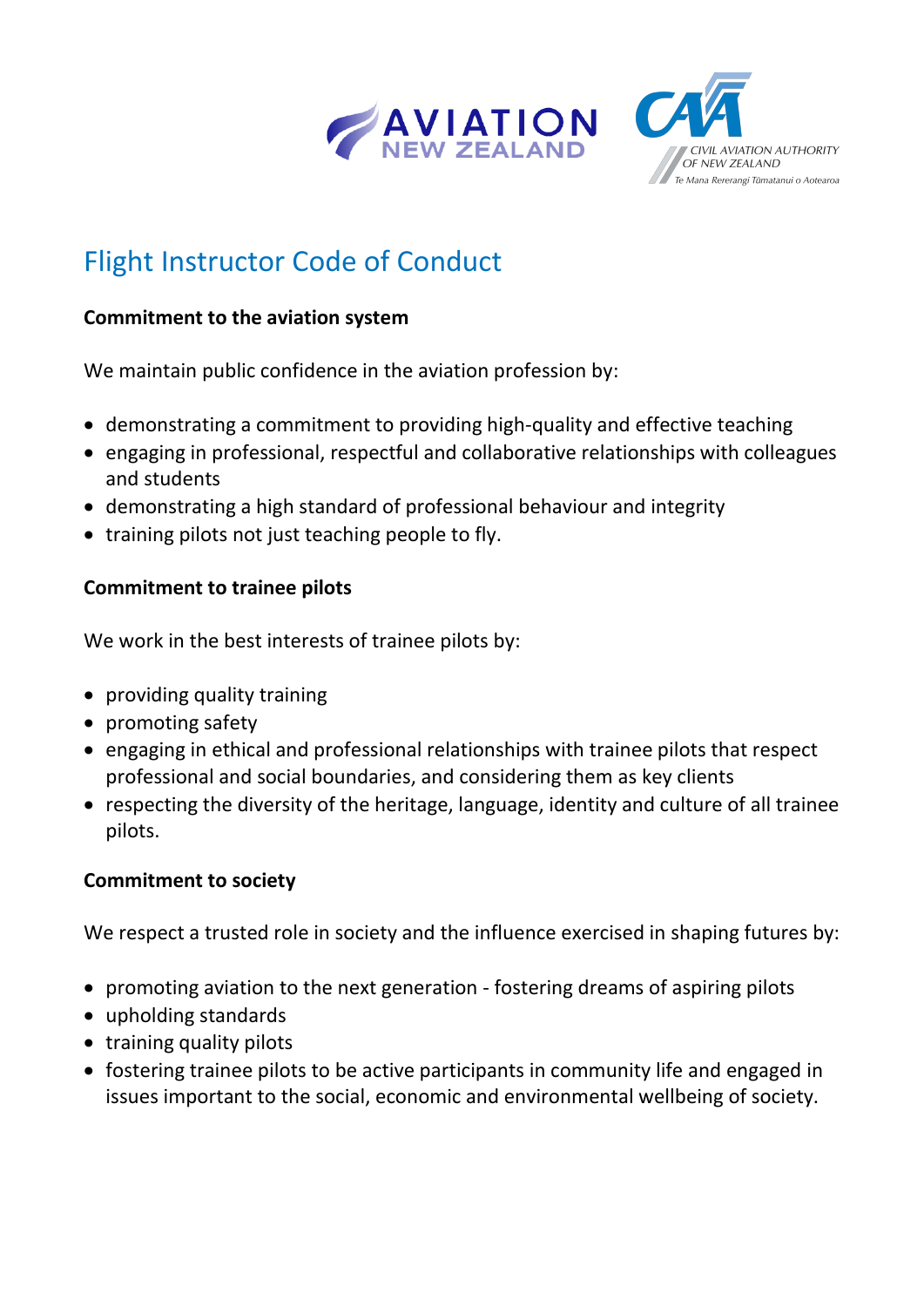# Flight Instructor Code of Conduct

**Commitment to the aviation system**

We maintain public confidence in the aviation profession by:

- demonstrating a commitment to providing high-quality and effective teaching
- engaging in professional, respectful and collaborative relationships with colleagues and students
- demonstrating a high standard of professional behaviour and integrity
- training pilots not just teaching people to fly.

**Commitment to trainee pilots**

We work in the best interests of trainee pilots by:

- providing quality training
- promoting safety
- engaging in ethical and professional relationships with trainee pilots that respect professional and social boundaries, and considering them as key clients
- respecting the diversity of the heritage, language, identity and culture of all trainee pilots.

**Commitment to society**

We respect a trusted role in society and the influence exercised in shaping futures by:

- promoting aviation to the next generation - fostering dreams of aspiring pilots
- upholding standards
- training quality pilots
- fostering trainee pilots to be active participants in community life and engaged in issues important to the social, economic and environmental wellbeing of society.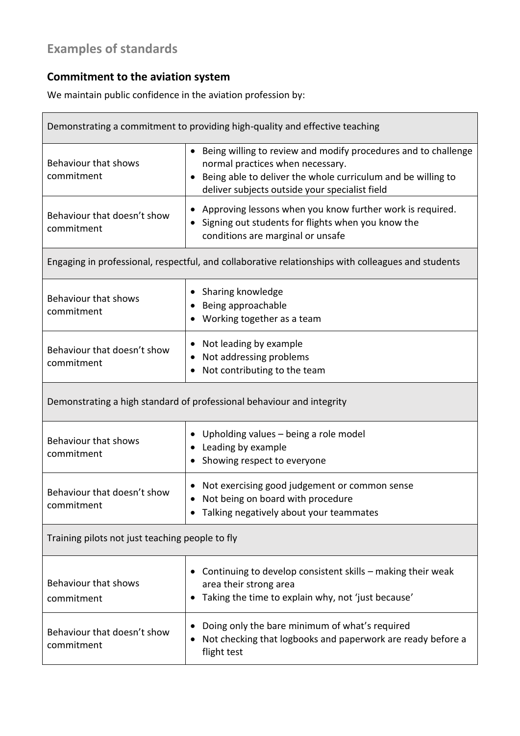## Examples of standards

### Commitment to the aviation system

We maintain public confidence in the aviation profession by:

| Demonstrating a commitment to providing high-quality and effective teaching | |
|---|---|
| Behaviour that shows commitment | • Being willing to review and modify procedures and to challenge normal practices when necessary.<br>• Being able to deliver the whole curriculum and be willing to deliver subjects outside your specialist field |
| Behaviour that doesn't show commitment | • Approving lessons when you know further work is required.<br>• Signing out students for flights when you know the conditions are marginal or unsafe |
| **Engaging in professional, respectful, and collaborative relationships with colleagues and students** | |
| Behaviour that shows commitment | • Sharing knowledge<br>• Being approachable<br>• Working together as a team |
| Behaviour that doesn't show commitment | • Not leading by example<br>• Not addressing problems<br>• Not contributing to the team |
| **Demonstrating a high standard of professional behaviour and integrity** | |
| Behaviour that shows commitment | • Upholding values – being a role model<br>• Leading by example<br>• Showing respect to everyone |
| Behaviour that doesn't show commitment | • Not exercising good judgement or common sense<br>• Not being on board with procedure<br>• Talking negatively about your teammates |
| **Training pilots not just teaching people to fly** | |
| Behaviour that shows commitment | • Continuing to develop consistent skills – making their weak area their strong area<br>• Taking the time to explain why, not 'just because' |
| Behaviour that doesn't show commitment | • Doing only the bare minimum of what's required<br>• Not checking that logbooks and paperwork are ready before a flight test |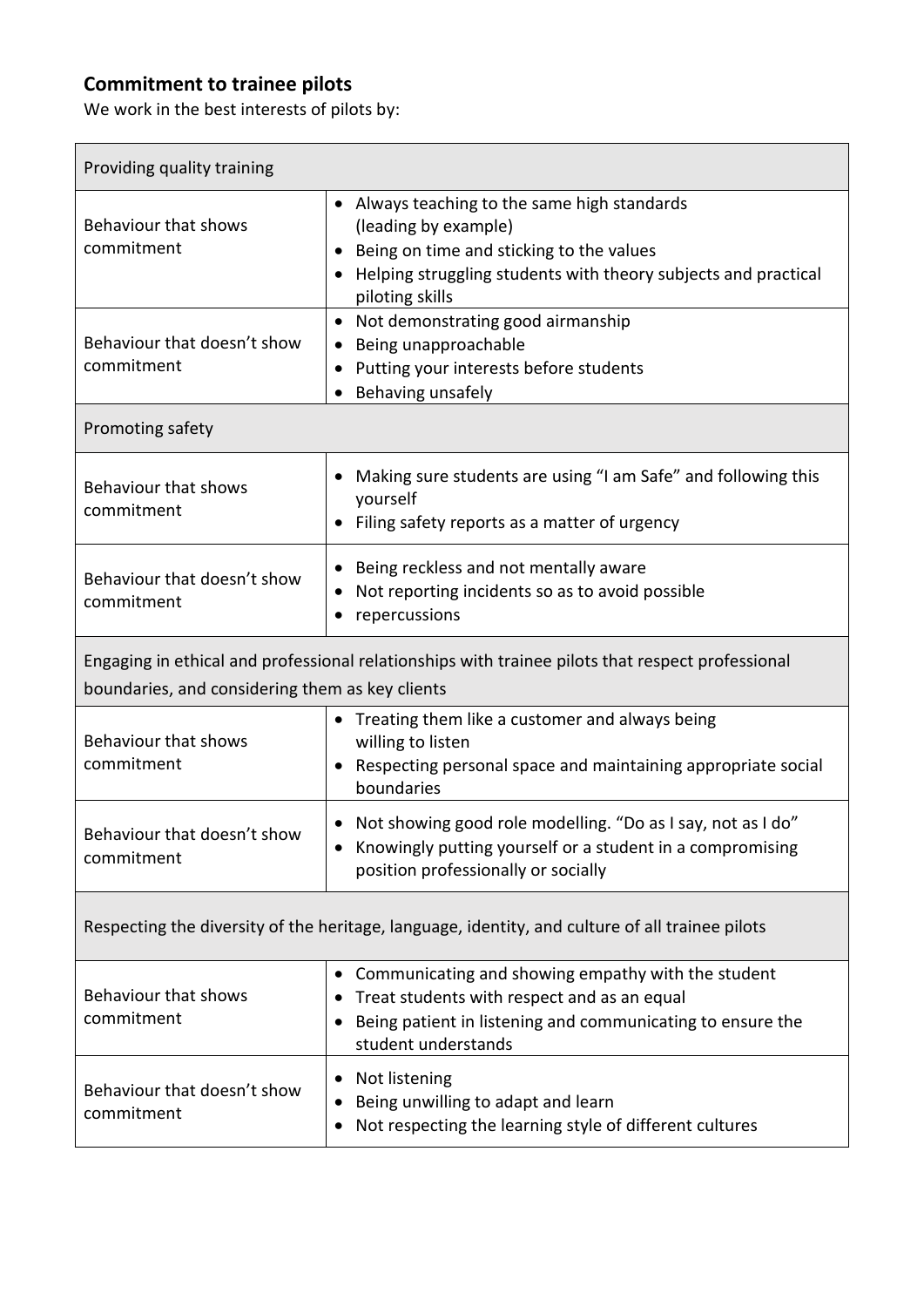## Commitment to trainee pilots

We work in the best interests of pilots by:

| Providing quality training | |
|---|---|
| Behaviour that shows commitment | • Always teaching to the same high standards (leading by example)<br>• Being on time and sticking to the values<br>• Helping struggling students with theory subjects and practical piloting skills |
| Behaviour that doesn't show commitment | • Not demonstrating good airmanship<br>• Being unapproachable<br>• Putting your interests before students<br>• Behaving unsafely |
| **Promoting safety** | |
| Behaviour that shows commitment | • Making sure students are using "I am Safe" and following this yourself<br>• Filing safety reports as a matter of urgency |
| Behaviour that doesn't show commitment | • Being reckless and not mentally aware<br>• Not reporting incidents so as to avoid possible<br>• repercussions |
| **Engaging in ethical and professional relationships with trainee pilots that respect professional boundaries, and considering them as key clients** | |
| Behaviour that shows commitment | • Treating them like a customer and always being willing to listen<br>• Respecting personal space and maintaining appropriate social boundaries |
| Behaviour that doesn't show commitment | • Not showing good role modelling. "Do as I say, not as I do"<br>• Knowingly putting yourself or a student in a compromising position professionally or socially |
| **Respecting the diversity of the heritage, language, identity, and culture of all trainee pilots** | |
| Behaviour that shows commitment | • Communicating and showing empathy with the student<br>• Treat students with respect and as an equal<br>• Being patient in listening and communicating to ensure the student understands |
| Behaviour that doesn't show commitment | • Not listening<br>• Being unwilling to adapt and learn<br>• Not respecting the learning style of different cultures |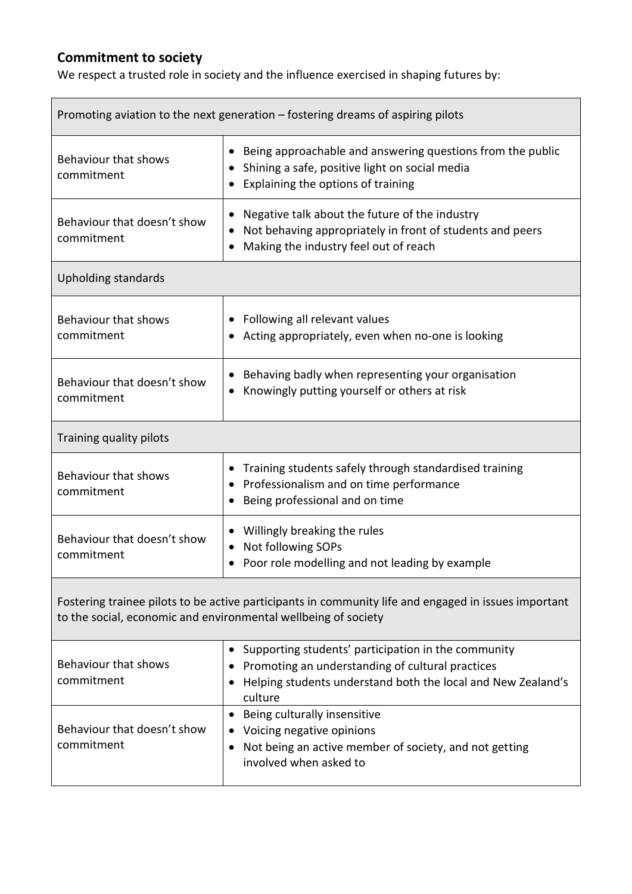## Commitment to society

We respect a trusted role in society and the influence exercised in shaping futures by:

| | |
|---|---|
| Promoting aviation to the next generation – fostering dreams of aspiring pilots | |
| Behaviour that shows commitment | • Being approachable and answering questions from the public<br>• Shining a safe, positive light on social media<br>• Explaining the options of training |
| Behaviour that doesn't show commitment | • Negative talk about the future of the industry<br>• Not behaving appropriately in front of students and peers<br>• Making the industry feel out of reach |
| Upholding standards | |
| Behaviour that shows commitment | • Following all relevant values<br>• Acting appropriately, even when no-one is looking |
| Behaviour that doesn't show commitment | • Behaving badly when representing your organisation<br>• Knowingly putting yourself or others at risk |
| Training quality pilots | |
| Behaviour that shows commitment | • Training students safely through standardised training<br>• Professionalism and on time performance<br>• Being professional and on time |
| Behaviour that doesn't show commitment | • Willingly breaking the rules<br>• Not following SOPs<br>• Poor role modelling and not leading by example |
| Fostering trainee pilots to be active participants in community life and engaged in issues important to the social, economic and environmental wellbeing of society | |
| Behaviour that shows commitment | • Supporting students' participation in the community<br>• Promoting an understanding of cultural practices<br>• Helping students understand both the local and New Zealand's culture |
| Behaviour that doesn't show commitment | • Being culturally insensitive<br>• Voicing negative opinions<br>• Not being an active member of society, and not getting involved when asked to |